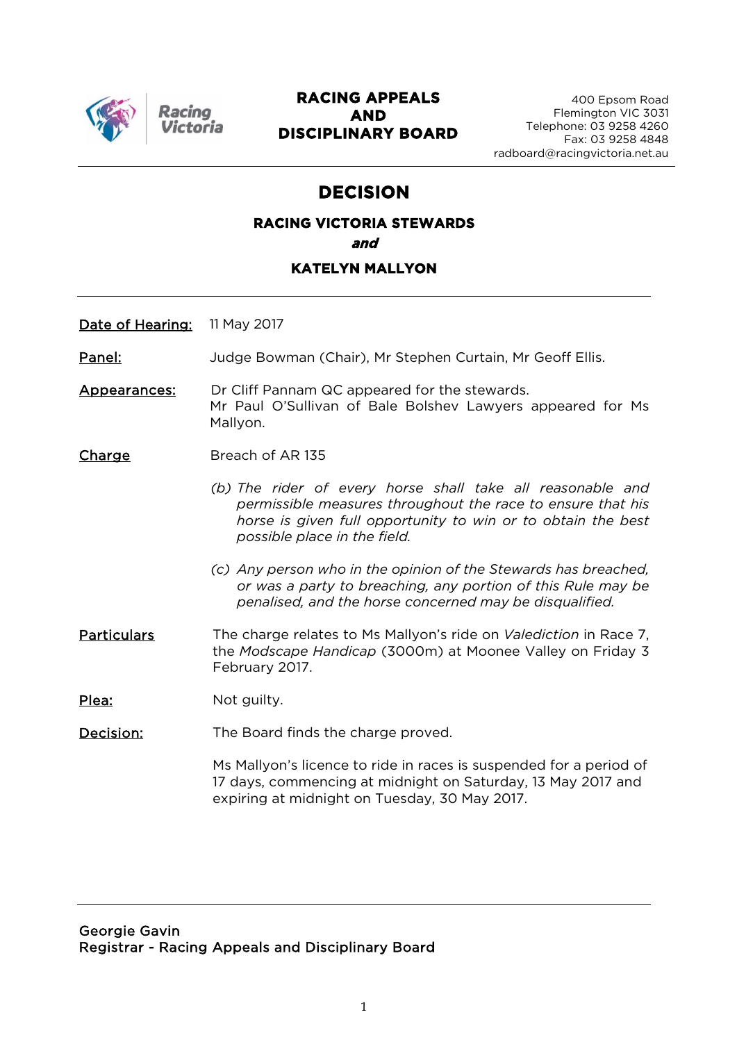**RACING APPEALS AND DISCIPLINARY BOARD**

400 Epsom Road
Flemington VIC 3031
Telephone: 03 9258 4260
Fax: 03 9258 4848
radboard@racingvictoria.net.au

# DECISION

## RACING VICTORIA STEWARDS

***and***

## KATELYN MALLYON

**Date of Hearing:** 11 May 2017

**Panel:** Judge Bowman (Chair), Mr Stephen Curtain, Mr Geoff Ellis.

**Appearances:** Dr Cliff Pannam QC appeared for the stewards.
Mr Paul O'Sullivan of Bale Bolshev Lawyers appeared for Ms Mallyon.

**Charge** Breach of AR 135

*(b) The rider of every horse shall take all reasonable and permissible measures throughout the race to ensure that his horse is given full opportunity to win or to obtain the best possible place in the field.*

*(c) Any person who in the opinion of the Stewards has breached, or was a party to breaching, any portion of this Rule may be penalised, and the horse concerned may be disqualified.*

**Particulars** The charge relates to Ms Mallyon's ride on *Valediction* in Race 7, the *Modscape Handicap* (3000m) at Moonee Valley on Friday 3 February 2017.

**Plea:** Not guilty.

**Decision:** The Board finds the charge proved.

Ms Mallyon's licence to ride in races is suspended for a period of 17 days, commencing at midnight on Saturday, 13 May 2017 and expiring at midnight on Tuesday, 30 May 2017.

Georgie Gavin
Registrar - Racing Appeals and Disciplinary Board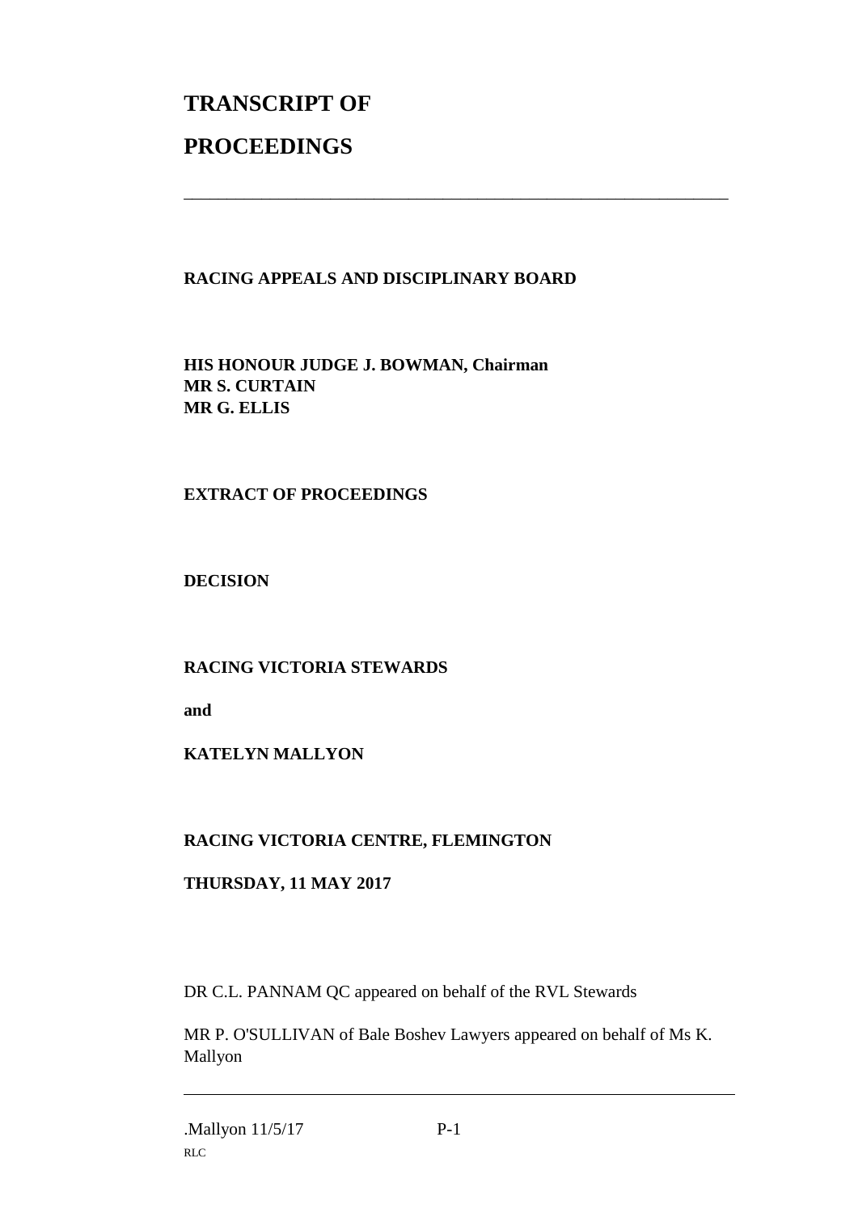# TRANSCRIPT OF PROCEEDINGS

---

**RACING APPEALS AND DISCIPLINARY BOARD**

**HIS HONOUR JUDGE J. BOWMAN, Chairman**
**MR S. CURTAIN**
**MR G. ELLIS**

**EXTRACT OF PROCEEDINGS**

**DECISION**

**RACING VICTORIA STEWARDS**

**and**

**KATELYN MALLYON**

**RACING VICTORIA CENTRE, FLEMINGTON**

**THURSDAY, 11 MAY 2017**

DR C.L. PANNAM QC appeared on behalf of the RVL Stewards

MR P. O'SULLIVAN of Bale Boshev Lawyers appeared on behalf of Ms K. Mallyon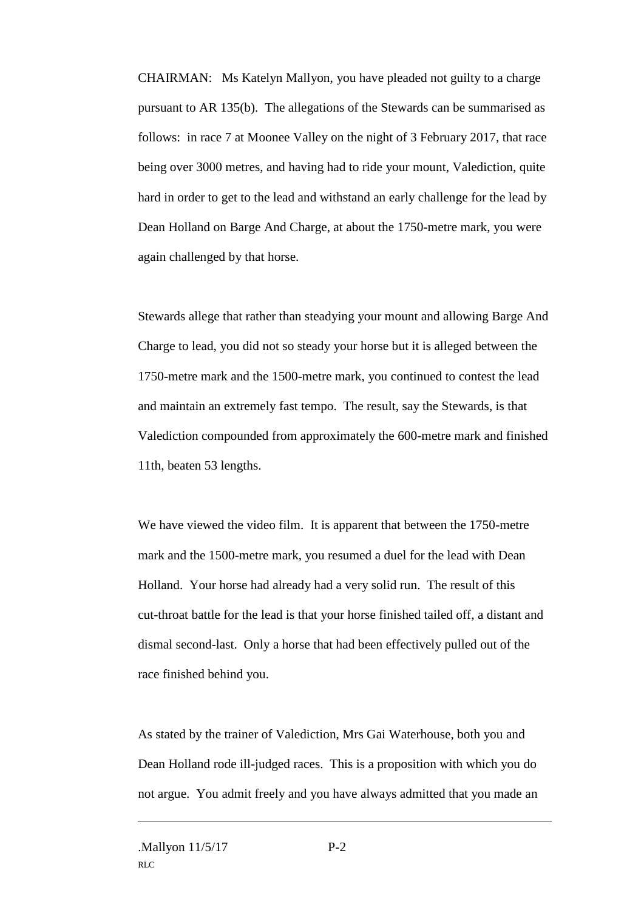CHAIRMAN: Ms Katelyn Mallyon, you have pleaded not guilty to a charge pursuant to AR 135(b). The allegations of the Stewards can be summarised as follows: in race 7 at Moonee Valley on the night of 3 February 2017, that race being over 3000 metres, and having had to ride your mount, Valediction, quite hard in order to get to the lead and withstand an early challenge for the lead by Dean Holland on Barge And Charge, at about the 1750-metre mark, you were again challenged by that horse.

Stewards allege that rather than steadying your mount and allowing Barge And Charge to lead, you did not so steady your horse but it is alleged between the 1750-metre mark and the 1500-metre mark, you continued to contest the lead and maintain an extremely fast tempo. The result, say the Stewards, is that Valediction compounded from approximately the 600-metre mark and finished 11th, beaten 53 lengths.

We have viewed the video film. It is apparent that between the 1750-metre mark and the 1500-metre mark, you resumed a duel for the lead with Dean Holland. Your horse had already had a very solid run. The result of this cut-throat battle for the lead is that your horse finished tailed off, a distant and dismal second-last. Only a horse that had been effectively pulled out of the race finished behind you.

As stated by the trainer of Valediction, Mrs Gai Waterhouse, both you and Dean Holland rode ill-judged races. This is a proposition with which you do not argue. You admit freely and you have always admitted that you made an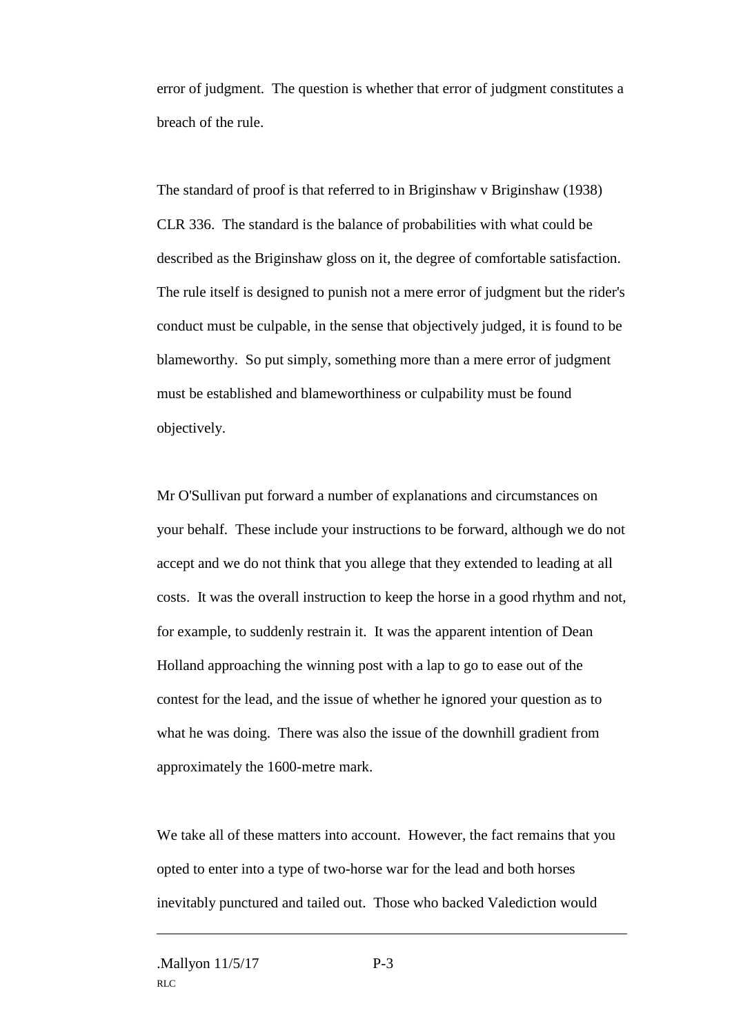error of judgment. The question is whether that error of judgment constitutes a breach of the rule.

The standard of proof is that referred to in Briginshaw v Briginshaw (1938) CLR 336. The standard is the balance of probabilities with what could be described as the Briginshaw gloss on it, the degree of comfortable satisfaction. The rule itself is designed to punish not a mere error of judgment but the rider's conduct must be culpable, in the sense that objectively judged, it is found to be blameworthy. So put simply, something more than a mere error of judgment must be established and blameworthiness or culpability must be found objectively.

Mr O'Sullivan put forward a number of explanations and circumstances on your behalf. These include your instructions to be forward, although we do not accept and we do not think that you allege that they extended to leading at all costs. It was the overall instruction to keep the horse in a good rhythm and not, for example, to suddenly restrain it. It was the apparent intention of Dean Holland approaching the winning post with a lap to go to ease out of the contest for the lead, and the issue of whether he ignored your question as to what he was doing. There was also the issue of the downhill gradient from approximately the 1600-metre mark.

We take all of these matters into account. However, the fact remains that you opted to enter into a type of two-horse war for the lead and both horses inevitably punctured and tailed out. Those who backed Valediction would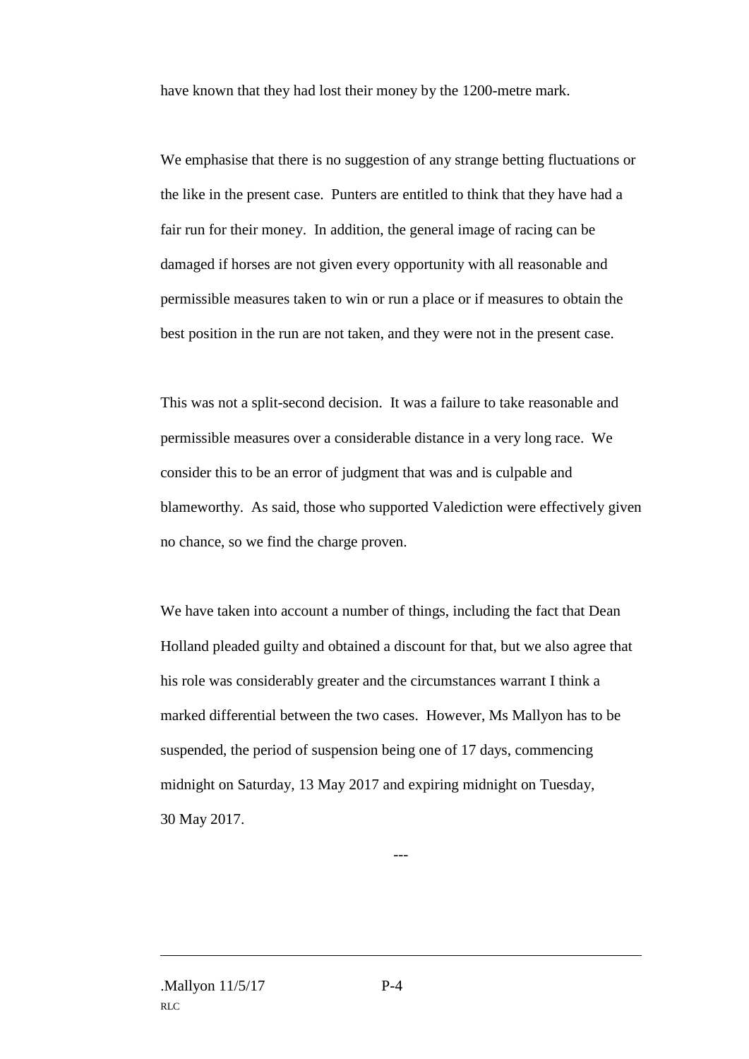have known that they had lost their money by the 1200-metre mark.

We emphasise that there is no suggestion of any strange betting fluctuations or the like in the present case. Punters are entitled to think that they have had a fair run for their money. In addition, the general image of racing can be damaged if horses are not given every opportunity with all reasonable and permissible measures taken to win or run a place or if measures to obtain the best position in the run are not taken, and they were not in the present case.

This was not a split-second decision. It was a failure to take reasonable and permissible measures over a considerable distance in a very long race. We consider this to be an error of judgment that was and is culpable and blameworthy. As said, those who supported Valediction were effectively given no chance, so we find the charge proven.

We have taken into account a number of things, including the fact that Dean Holland pleaded guilty and obtained a discount for that, but we also agree that his role was considerably greater and the circumstances warrant I think a marked differential between the two cases. However, Ms Mallyon has to be suspended, the period of suspension being one of 17 days, commencing midnight on Saturday, 13 May 2017 and expiring midnight on Tuesday, 30 May 2017.

---